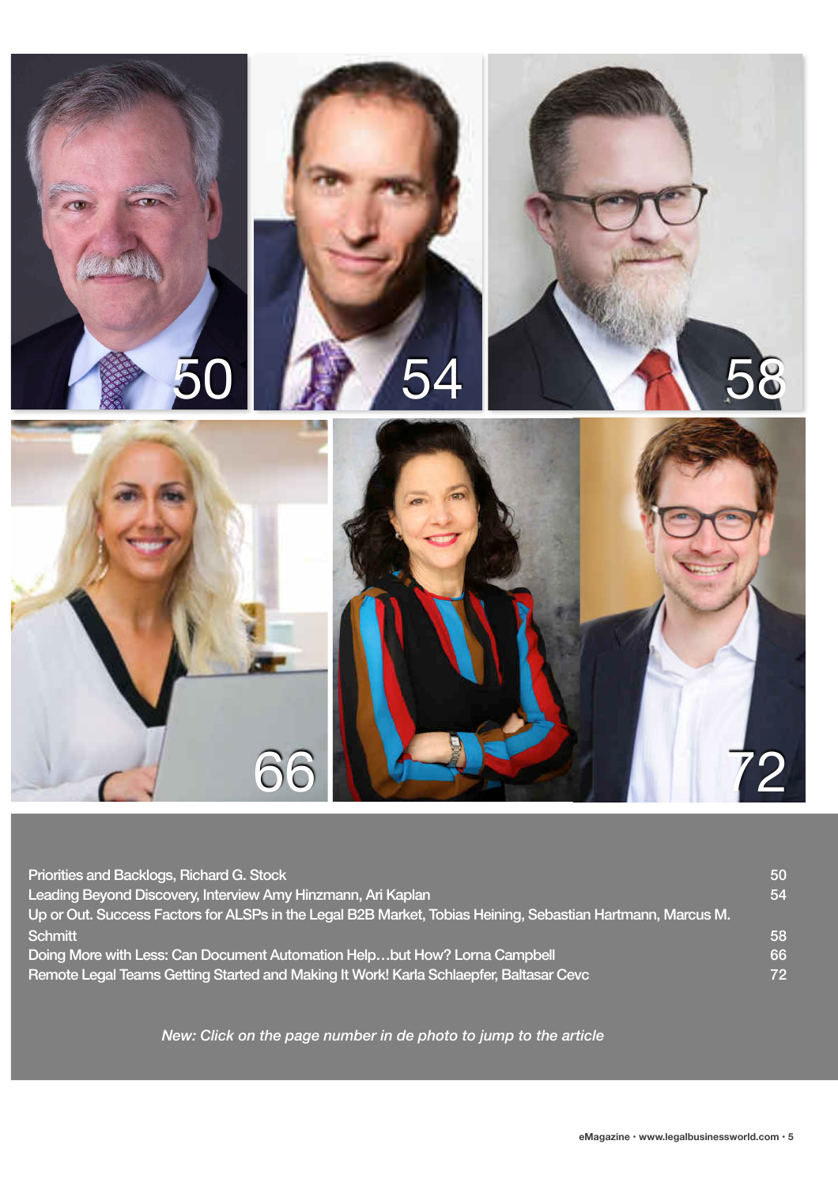50

54

58

66

72

| | |
|---|---|
| Priorities and Backlogs, Richard G. Stock | 50 |
| Leading Beyond Discovery, Interview Amy Hinzmann, Ari Kaplan | 54 |
| Up or Out. Success Factors for ALSPs in the Legal B2B Market, Tobias Heining, Sebastian Hartmann, Marcus M. Schmitt | 58 |
| Doing More with Less: Can Document Automation Help…but How? Lorna Campbell | 66 |
| Remote Legal Teams Getting Started and Making It Work! Karla Schlaepfer, Baltasar Cevc | 72 |

*New: Click on the page number in de photo to jump to the article*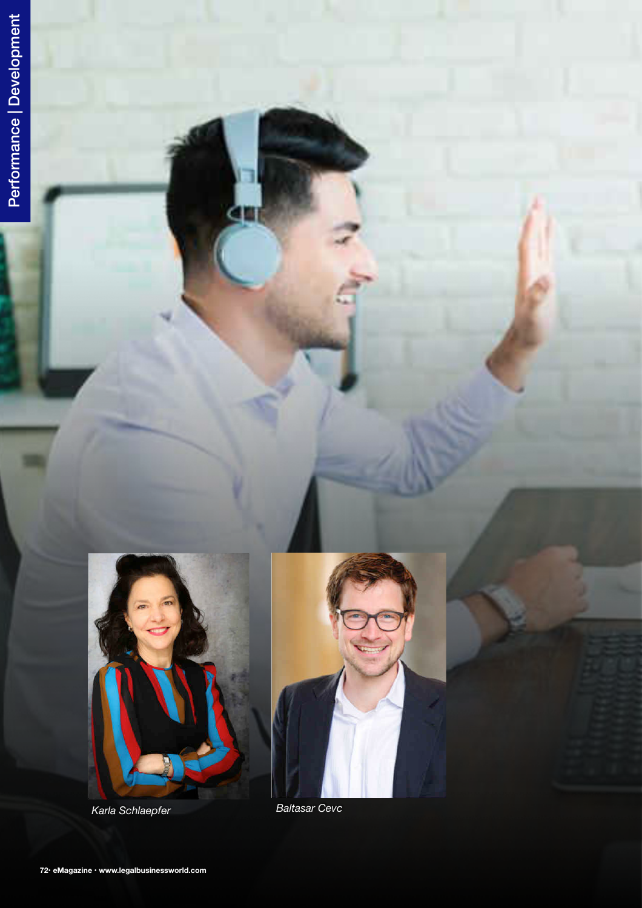Karla Schlaepfer

Baltasar Cevc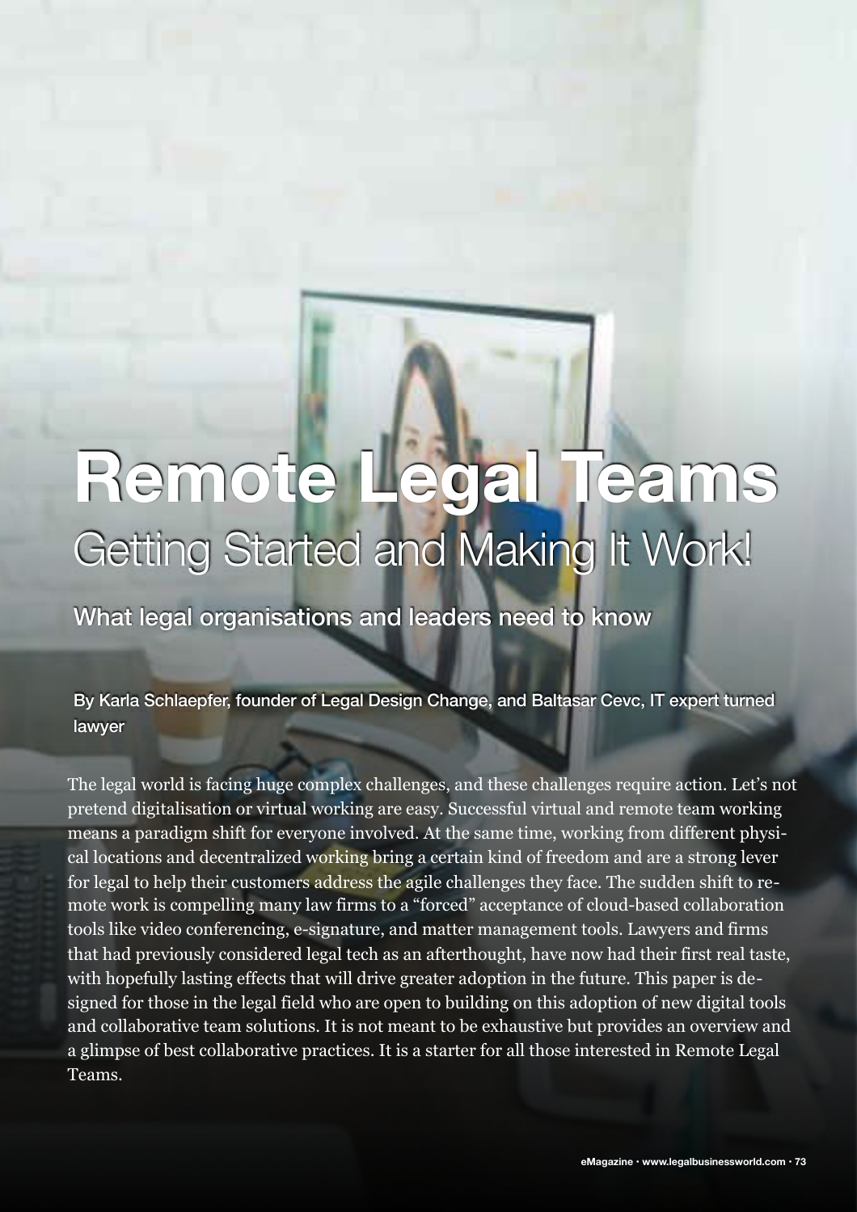# Remote Legal Teams

## Getting Started and Making It Work!

### What legal organisations and leaders need to know

By Karla Schlaepfer, founder of Legal Design Change, and Baltasar Cevc, IT expert turned lawyer

The legal world is facing huge complex challenges, and these challenges require action. Let's not pretend digitalisation or virtual working are easy. Successful virtual and remote team working means a paradigm shift for everyone involved. At the same time, working from different physical locations and decentralized working bring a certain kind of freedom and are a strong lever for legal to help their customers address the agile challenges they face. The sudden shift to remote work is compelling many law firms to a "forced" acceptance of cloud-based collaboration tools like video conferencing, e-signature, and matter management tools. Lawyers and firms that had previously considered legal tech as an afterthought, have now had their first real taste, with hopefully lasting effects that will drive greater adoption in the future. This paper is designed for those in the legal field who are open to building on this adoption of new digital tools and collaborative team solutions. It is not meant to be exhaustive but provides an overview and a glimpse of best collaborative practices. It is a starter for all those interested in Remote Legal Teams.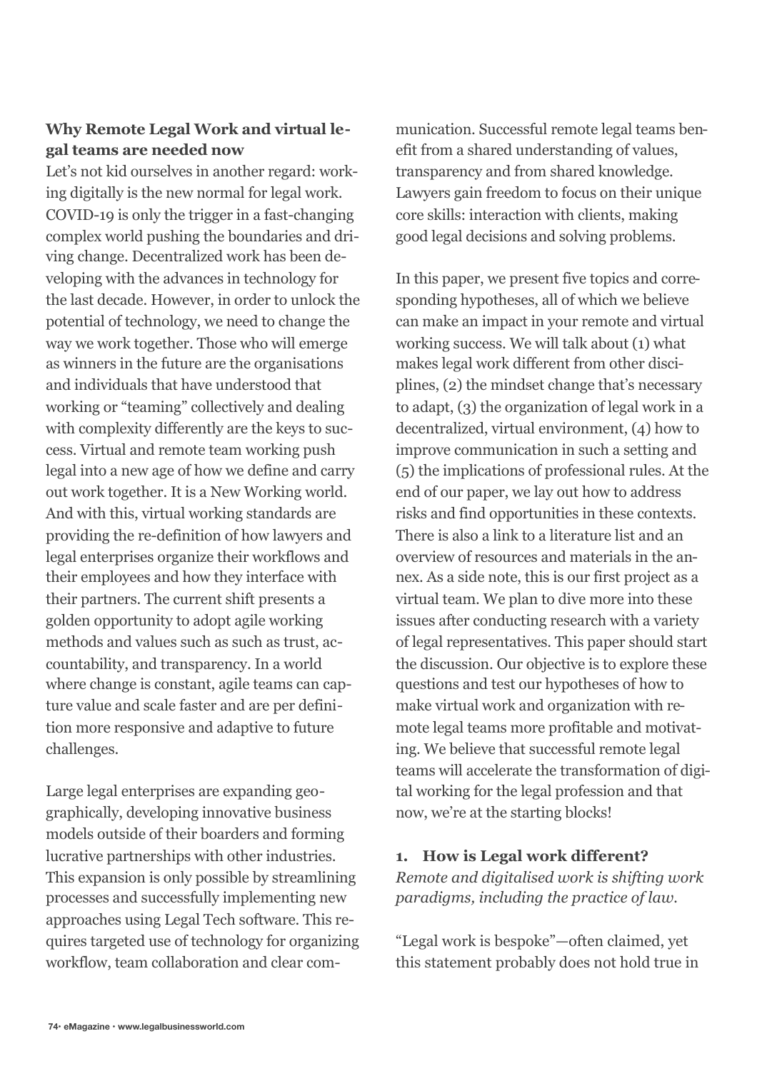### Why Remote Legal Work and virtual legal teams are needed now

Let's not kid ourselves in another regard: working digitally is the new normal for legal work. COVID-19 is only the trigger in a fast-changing complex world pushing the boundaries and driving change. Decentralized work has been developing with the advances in technology for the last decade. However, in order to unlock the potential of technology, we need to change the way we work together. Those who will emerge as winners in the future are the organisations and individuals that have understood that working or "teaming" collectively and dealing with complexity differently are the keys to success. Virtual and remote team working push legal into a new age of how we define and carry out work together. It is a New Working world. And with this, virtual working standards are providing the re-definition of how lawyers and legal enterprises organize their workflows and their employees and how they interface with their partners. The current shift presents a golden opportunity to adopt agile working methods and values such as such as trust, accountability, and transparency. In a world where change is constant, agile teams can capture value and scale faster and are per definition more responsive and adaptive to future challenges.

Large legal enterprises are expanding geographically, developing innovative business models outside of their boarders and forming lucrative partnerships with other industries. This expansion is only possible by streamlining processes and successfully implementing new approaches using Legal Tech software. This requires targeted use of technology for organizing workflow, team collaboration and clear communication. Successful remote legal teams benefit from a shared understanding of values, transparency and from shared knowledge. Lawyers gain freedom to focus on their unique core skills: interaction with clients, making good legal decisions and solving problems.

In this paper, we present five topics and corresponding hypotheses, all of which we believe can make an impact in your remote and virtual working success. We will talk about (1) what makes legal work different from other disciplines, (2) the mindset change that's necessary to adapt, (3) the organization of legal work in a decentralized, virtual environment, (4) how to improve communication in such a setting and (5) the implications of professional rules. At the end of our paper, we lay out how to address risks and find opportunities in these contexts. There is also a link to a literature list and an overview of resources and materials in the annex. As a side note, this is our first project as a virtual team. We plan to dive more into these issues after conducting research with a variety of legal representatives. This paper should start the discussion. Our objective is to explore these questions and test our hypotheses of how to make virtual work and organization with remote legal teams more profitable and motivating. We believe that successful remote legal teams will accelerate the transformation of digital working for the legal profession and that now, we're at the starting blocks!

### 1. How is Legal work different?

*Remote and digitalised work is shifting work paradigms, including the practice of law.*

"Legal work is bespoke"—often claimed, yet this statement probably does not hold true in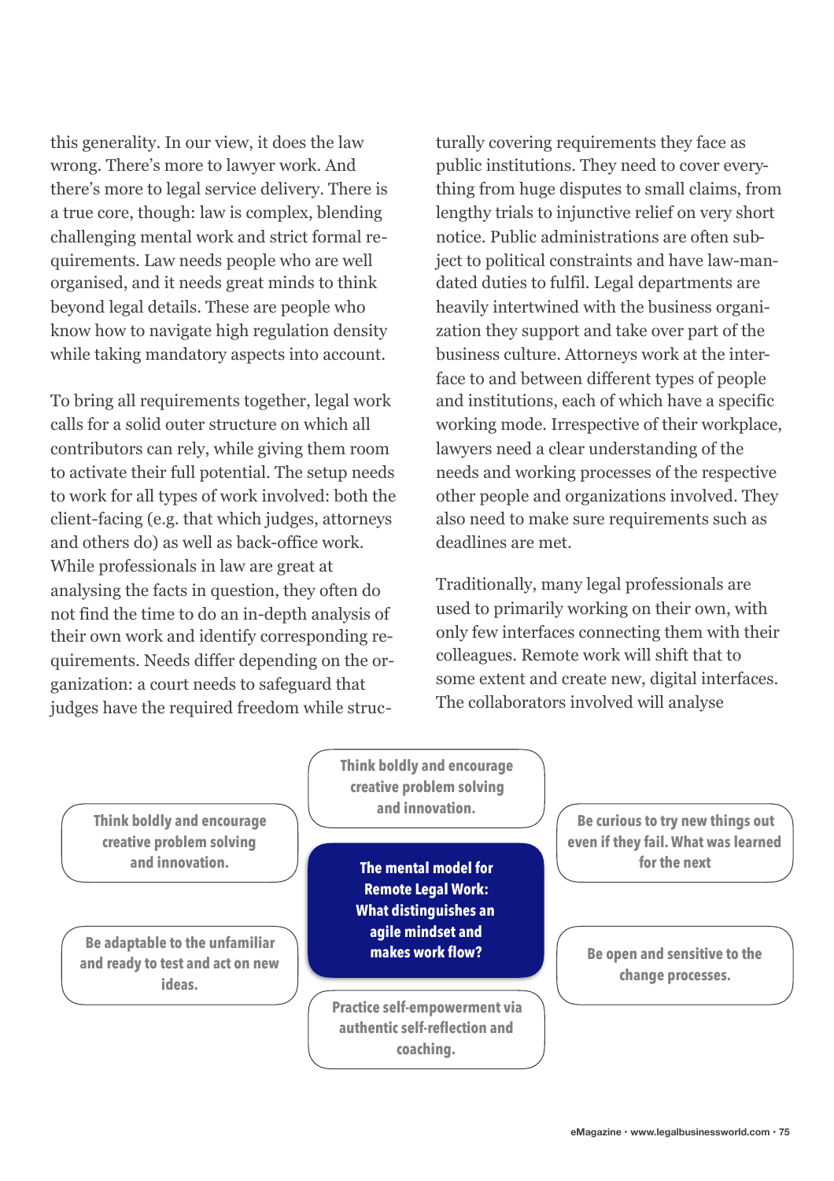this generality. In our view, it does the law wrong. There's more to lawyer work. And there's more to legal service delivery. There is a true core, though: law is complex, blending challenging mental work and strict formal requirements. Law needs people who are well organised, and it needs great minds to think beyond legal details. These are people who know how to navigate high regulation density while taking mandatory aspects into account.

To bring all requirements together, legal work calls for a solid outer structure on which all contributors can rely, while giving them room to activate their full potential. The setup needs to work for all types of work involved: both the client-facing (e.g. that which judges, attorneys and others do) as well as back-office work. While professionals in law are great at analysing the facts in question, they often do not find the time to do an in-depth analysis of their own work and identify corresponding requirements. Needs differ depending on the organization: a court needs to safeguard that judges have the required freedom while structurally covering requirements they face as public institutions. They need to cover everything from huge disputes to small claims, from lengthy trials to injunctive relief on very short notice. Public administrations are often subject to political constraints and have law-mandated duties to fulfil. Legal departments are heavily intertwined with the business organization they support and take over part of the business culture. Attorneys work at the interface to and between different types of people and institutions, each of which have a specific working mode. Irrespective of their workplace, lawyers need a clear understanding of the needs and working processes of the respective other people and organizations involved. They also need to make sure requirements such as deadlines are met.

Traditionally, many legal professionals are used to primarily working on their own, with only few interfaces connecting them with their colleagues. Remote work will shift that to some extent and create new, digital interfaces. The collaborators involved will analyse

**The mental model for Remote Legal Work: What distinguishes an agile mindset and makes work flow?**

- Think boldly and encourage creative problem solving and innovation.
- Think boldly and encourage creative problem solving and innovation.
- Be curious to try new things out even if they fail. What was learned for the next
- Be adaptable to the unfamiliar and ready to test and act on new ideas.
- Be open and sensitive to the change processes.
- Practice self-empowerment via authentic self-reflection and coaching.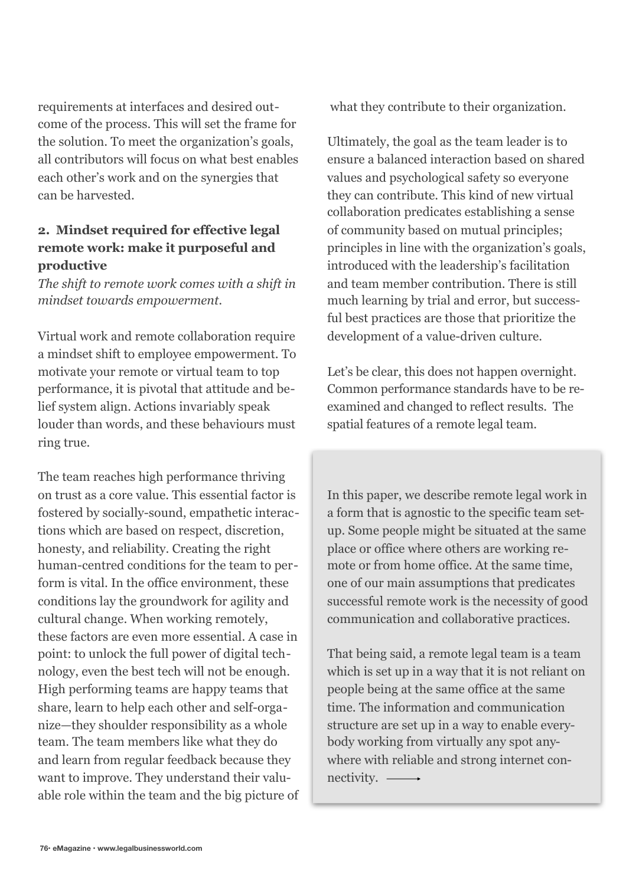requirements at interfaces and desired outcome of the process. This will set the frame for the solution. To meet the organization's goals, all contributors will focus on what best enables each other's work and on the synergies that can be harvested.

### 2. Mindset required for effective legal remote work: make it purposeful and productive

*The shift to remote work comes with a shift in mindset towards empowerment.*

Virtual work and remote collaboration require a mindset shift to employee empowerment. To motivate your remote or virtual team to top performance, it is pivotal that attitude and belief system align. Actions invariably speak louder than words, and these behaviours must ring true.

The team reaches high performance thriving on trust as a core value. This essential factor is fostered by socially-sound, empathetic interactions which are based on respect, discretion, honesty, and reliability. Creating the right human-centred conditions for the team to perform is vital. In the office environment, these conditions lay the groundwork for agility and cultural change. When working remotely, these factors are even more essential. A case in point: to unlock the full power of digital technology, even the best tech will not be enough. High performing teams are happy teams that share, learn to help each other and self-organize—they shoulder responsibility as a whole team. The team members like what they do and learn from regular feedback because they want to improve. They understand their valuable role within the team and the big picture of what they contribute to their organization.

Ultimately, the goal as the team leader is to ensure a balanced interaction based on shared values and psychological safety so everyone they can contribute. This kind of new virtual collaboration predicates establishing a sense of community based on mutual principles; principles in line with the organization's goals, introduced with the leadership's facilitation and team member contribution. There is still much learning by trial and error, but successful best practices are those that prioritize the development of a value-driven culture.

Let's be clear, this does not happen overnight. Common performance standards have to be re-examined and changed to reflect results. The spatial features of a remote legal team.

In this paper, we describe remote legal work in a form that is agnostic to the specific team set-up. Some people might be situated at the same place or office where others are working remote or from home office. At the same time, one of our main assumptions that predicates successful remote work is the necessity of good communication and collaborative practices.

That being said, a remote legal team is a team which is set up in a way that it is not reliant on people being at the same office at the same time. The information and communication structure are set up in a way to enable everybody working from virtually any spot anywhere with reliable and strong internet connectivity. ⟶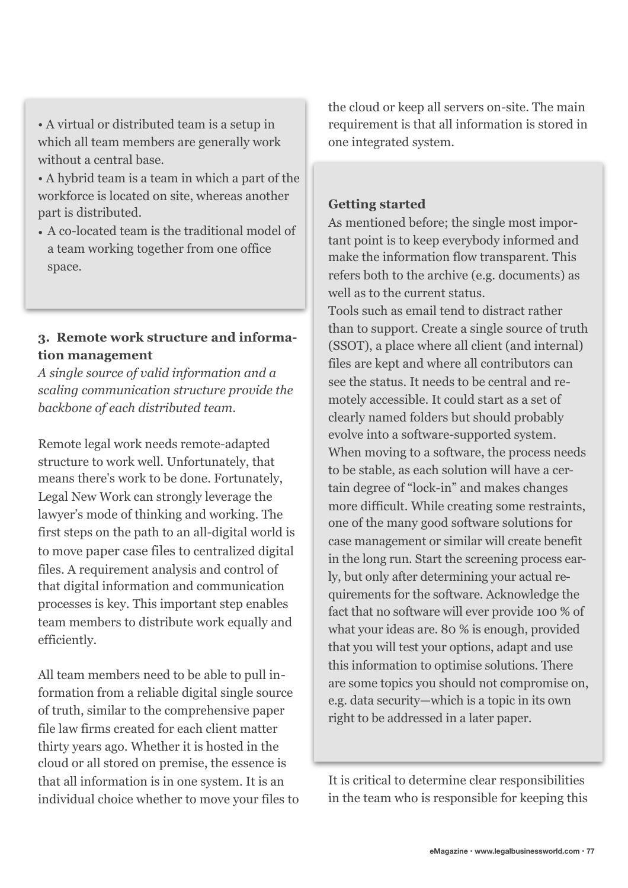- A virtual or distributed team is a setup in which all team members are generally work without a central base.
- A hybrid team is a team in which a part of the workforce is located on site, whereas another part is distributed.
- A co-located team is the traditional model of a team working together from one office space.

### 3. Remote work structure and information management

*A single source of valid information and a scaling communication structure provide the backbone of each distributed team.*

Remote legal work needs remote-adapted structure to work well. Unfortunately, that means there's work to be done. Fortunately, Legal New Work can strongly leverage the lawyer's mode of thinking and working. The first steps on the path to an all-digital world is to move paper case files to centralized digital files. A requirement analysis and control of that digital information and communication processes is key. This important step enables team members to distribute work equally and efficiently.

All team members need to be able to pull information from a reliable digital single source of truth, similar to the comprehensive paper file law firms created for each client matter thirty years ago. Whether it is hosted in the cloud or all stored on premise, the essence is that all information is in one system. It is an individual choice whether to move your files to the cloud or keep all servers on-site. The main requirement is that all information is stored in one integrated system.

**Getting started**

As mentioned before; the single most important point is to keep everybody informed and make the information flow transparent. This refers both to the archive (e.g. documents) as well as to the current status.

Tools such as email tend to distract rather than to support. Create a single source of truth (SSOT), a place where all client (and internal) files are kept and where all contributors can see the status. It needs to be central and remotely accessible. It could start as a set of clearly named folders but should probably evolve into a software-supported system. When moving to a software, the process needs to be stable, as each solution will have a certain degree of "lock-in" and makes changes more difficult. While creating some restraints, one of the many good software solutions for case management or similar will create benefit in the long run. Start the screening process early, but only after determining your actual requirements for the software. Acknowledge the fact that no software will ever provide 100 % of what your ideas are. 80 % is enough, provided that you will test your options, adapt and use this information to optimise solutions. There are some topics you should not compromise on, e.g. data security—which is a topic in its own right to be addressed in a later paper.

It is critical to determine clear responsibilities in the team who is responsible for keeping this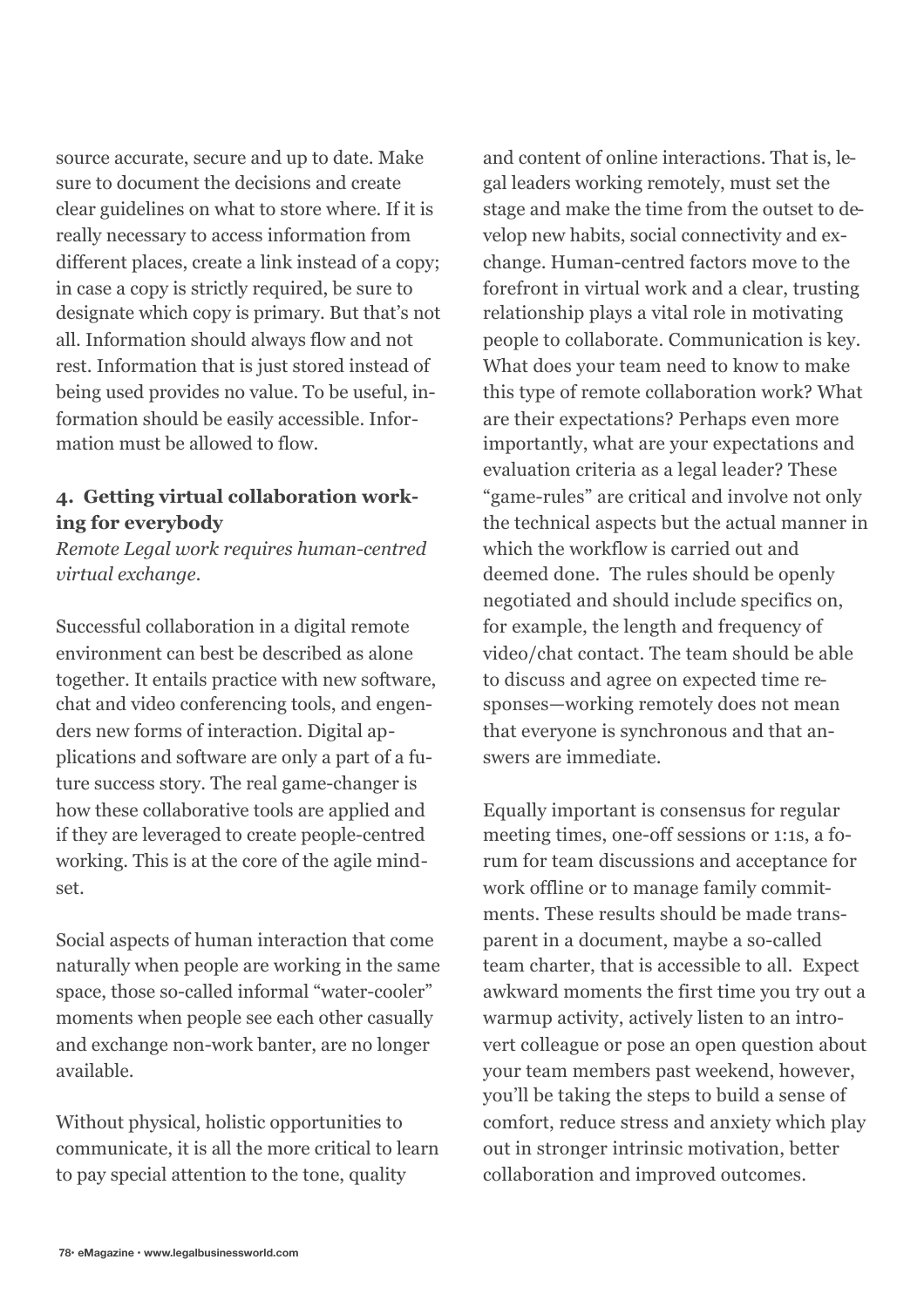source accurate, secure and up to date. Make sure to document the decisions and create clear guidelines on what to store where. If it is really necessary to access information from different places, create a link instead of a copy; in case a copy is strictly required, be sure to designate which copy is primary. But that's not all. Information should always flow and not rest. Information that is just stored instead of being used provides no value. To be useful, information should be easily accessible. Information must be allowed to flow.

### 4. Getting virtual collaboration working for everybody

*Remote Legal work requires human-centred virtual exchange.*

Successful collaboration in a digital remote environment can best be described as alone together. It entails practice with new software, chat and video conferencing tools, and engenders new forms of interaction. Digital applications and software are only a part of a future success story. The real game-changer is how these collaborative tools are applied and if they are leveraged to create people-centred working. This is at the core of the agile mindset.

Social aspects of human interaction that come naturally when people are working in the same space, those so-called informal "water-cooler" moments when people see each other casually and exchange non-work banter, are no longer available.

Without physical, holistic opportunities to communicate, it is all the more critical to learn to pay special attention to the tone, quality and content of online interactions. That is, legal leaders working remotely, must set the stage and make the time from the outset to develop new habits, social connectivity and exchange. Human-centred factors move to the forefront in virtual work and a clear, trusting relationship plays a vital role in motivating people to collaborate. Communication is key. What does your team need to know to make this type of remote collaboration work? What are their expectations? Perhaps even more importantly, what are your expectations and evaluation criteria as a legal leader? These "game-rules" are critical and involve not only the technical aspects but the actual manner in which the workflow is carried out and deemed done. The rules should be openly negotiated and should include specifics on, for example, the length and frequency of video/chat contact. The team should be able to discuss and agree on expected time responses—working remotely does not mean that everyone is synchronous and that answers are immediate.

Equally important is consensus for regular meeting times, one-off sessions or 1:1s, a forum for team discussions and acceptance for work offline or to manage family commitments. These results should be made transparent in a document, maybe a so-called team charter, that is accessible to all. Expect awkward moments the first time you try out a warmup activity, actively listen to an introvert colleague or pose an open question about your team members past weekend, however, you'll be taking the steps to build a sense of comfort, reduce stress and anxiety which play out in stronger intrinsic motivation, better collaboration and improved outcomes.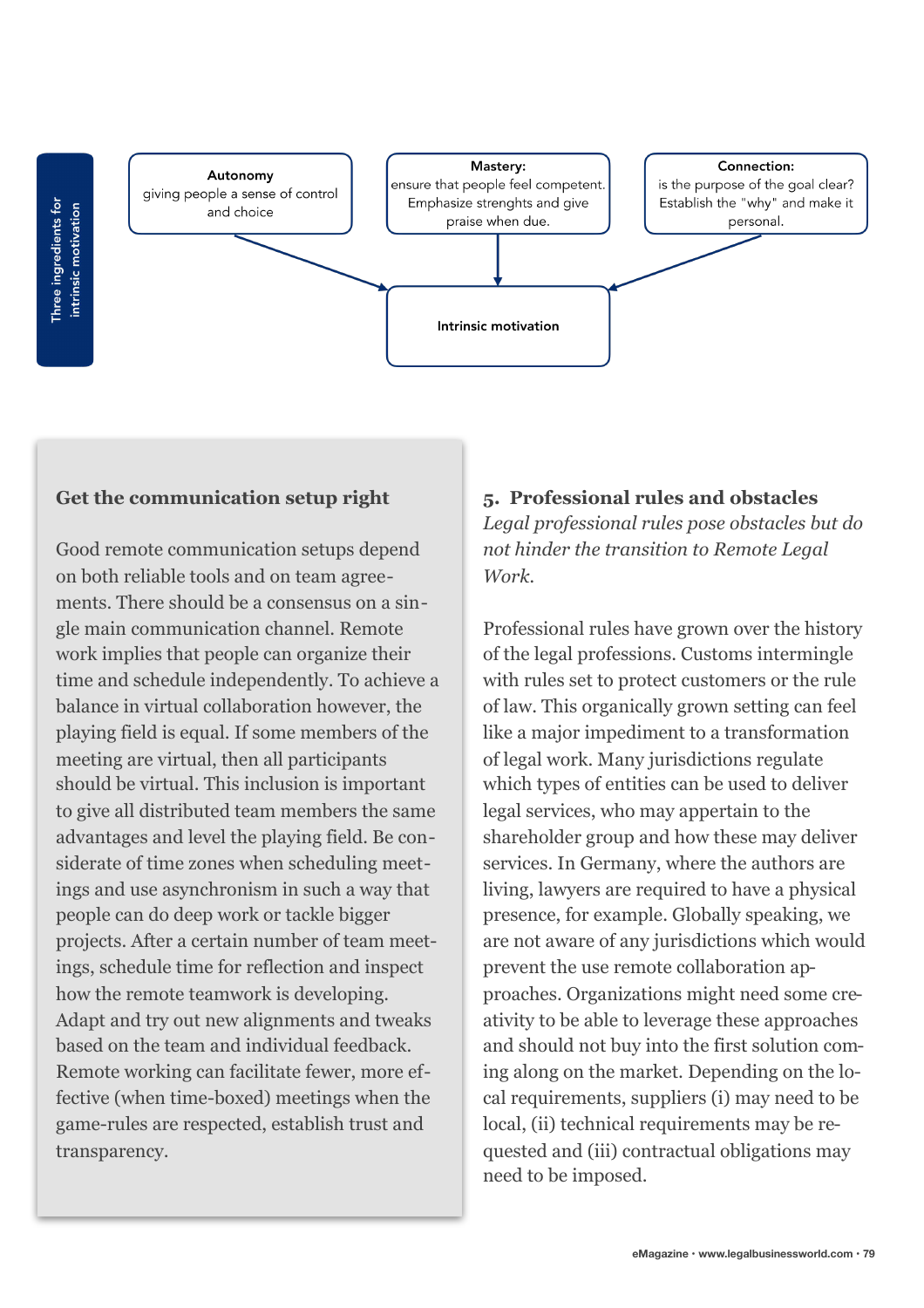Three ingredients for intrinsic motivation

**Autonomy**
giving people a sense of control and choice

**Mastery:**
ensure that people feel competent. Emphasize strenghts and give praise when due.

**Connection:**
is the purpose of the goal clear? Establish the "why" and make it personal.

**Intrinsic motivation**

### Get the communication setup right

Good remote communication setups depend on both reliable tools and on team agreements. There should be a consensus on a single main communication channel. Remote work implies that people can organize their time and schedule independently. To achieve a balance in virtual collaboration however, the playing field is equal. If some members of the meeting are virtual, then all participants should be virtual. This inclusion is important to give all distributed team members the same advantages and level the playing field. Be considerate of time zones when scheduling meetings and use asynchronism in such a way that people can do deep work or tackle bigger projects. After a certain number of team meetings, schedule time for reflection and inspect how the remote teamwork is developing. Adapt and try out new alignments and tweaks based on the team and individual feedback. Remote working can facilitate fewer, more effective (when time-boxed) meetings when the game-rules are respected, establish trust and transparency.

## 5. Professional rules and obstacles

*Legal professional rules pose obstacles but do not hinder the transition to Remote Legal Work.*

Professional rules have grown over the history of the legal professions. Customs intermingle with rules set to protect customers or the rule of law. This organically grown setting can feel like a major impediment to a transformation of legal work. Many jurisdictions regulate which types of entities can be used to deliver legal services, who may appertain to the shareholder group and how these may deliver services. In Germany, where the authors are living, lawyers are required to have a physical presence, for example. Globally speaking, we are not aware of any jurisdictions which would prevent the use remote collaboration approaches. Organizations might need some creativity to be able to leverage these approaches and should not buy into the first solution coming along on the market. Depending on the local requirements, suppliers (i) may need to be local, (ii) technical requirements may be requested and (iii) contractual obligations may need to be imposed.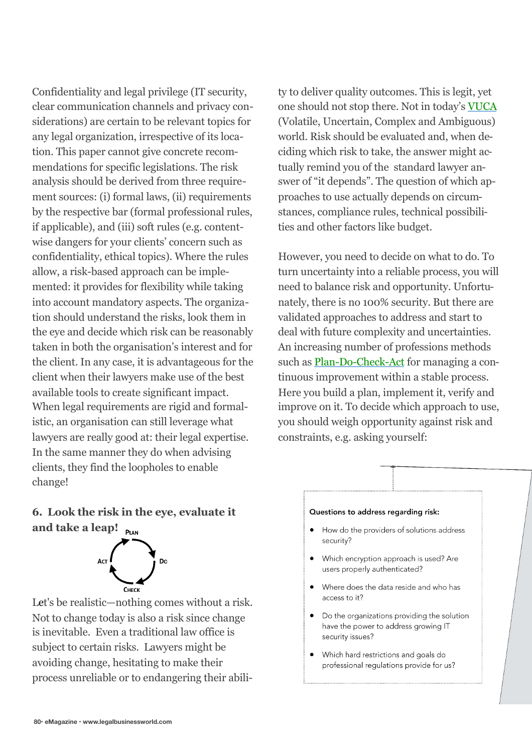Confidentiality and legal privilege (IT security, clear communication channels and privacy considerations) are certain to be relevant topics for any legal organization, irrespective of its location. This paper cannot give concrete recommendations for specific legislations. The risk analysis should be derived from three requirement sources: (i) formal laws, (ii) requirements by the respective bar (formal professional rules, if applicable), and (iii) soft rules (e.g. content-wise dangers for your clients' concern such as confidentiality, ethical topics). Where the rules allow, a risk-based approach can be implemented: it provides for flexibility while taking into account mandatory aspects. The organization should understand the risks, look them in the eye and decide which risk can be reasonably taken in both the organisation's interest and for the client. In any case, it is advantageous for the client when their lawyers make use of the best available tools to create significant impact. When legal requirements are rigid and formalistic, an organisation can still leverage what lawyers are really good at: their legal expertise. In the same manner they do when advising clients, they find the loopholes to enable change!

### 6. Look the risk in the eye, evaluate it and take a leap!

PLAN → DO → CHECK → ACT

Let's be realistic—nothing comes without a risk. Not to change today is also a risk since change is inevitable. Even a traditional law office is subject to certain risks. Lawyers might be avoiding change, hesitating to make their process unreliable or to endangering their ability to deliver quality outcomes. This is legit, yet one should not stop there. Not in today's VUCA (Volatile, Uncertain, Complex and Ambiguous) world. Risk should be evaluated and, when deciding which risk to take, the answer might actually remind you of the standard lawyer answer of "it depends". The question of which approaches to use actually depends on circumstances, compliance rules, technical possibilities and other factors like budget.

However, you need to decide on what to do. To turn uncertainty into a reliable process, you will need to balance risk and opportunity. Unfortunately, there is no 100% security. But there are validated approaches to address and start to deal with future complexity and uncertainties. An increasing number of professions methods such as Plan-Do-Check-Act for managing a continuous improvement within a stable process. Here you build a plan, implement it, verify and improve on it. To decide which approach to use, you should weigh opportunity against risk and constraints, e.g. asking yourself:

**Questions to address regarding risk:**

- How do the providers of solutions address security?
- Which encryption approach is used? Are users properly authenticated?
- Where does the data reside and who has access to it?
- Do the organizations providing the solution have the power to address growing IT security issues?
- Which hard restrictions and goals do professional regulations provide for us?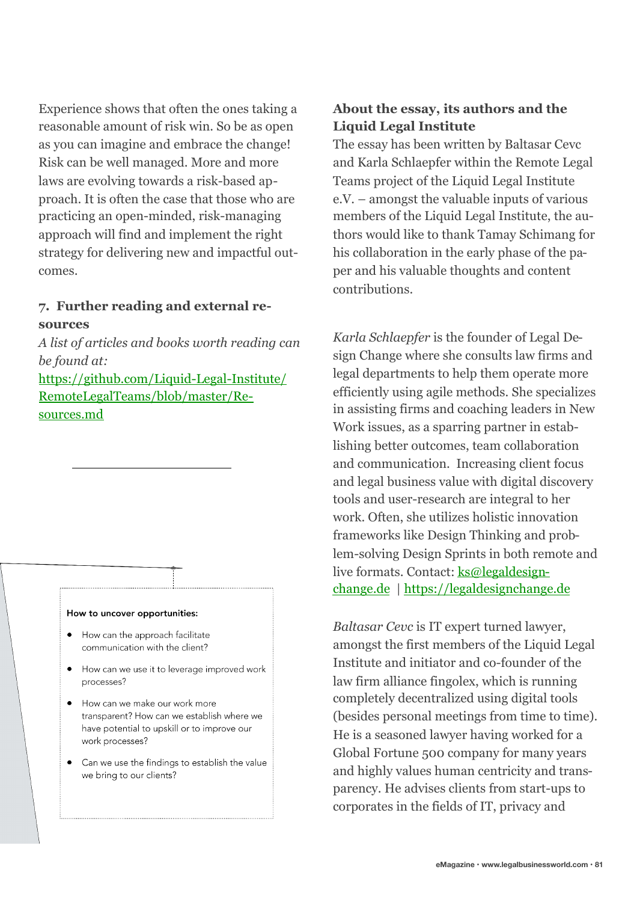Experience shows that often the ones taking a reasonable amount of risk win. So be as open as you can imagine and embrace the change! Risk can be well managed. More and more laws are evolving towards a risk-based approach. It is often the case that those who are practicing an open-minded, risk-managing approach will find and implement the right strategy for delivering new and impactful outcomes.

### 7. Further reading and external resources

*A list of articles and books worth reading can be found at:*
[https://github.com/Liquid-Legal-Institute/RemoteLegalTeams/blob/master/Resources.md](https://github.com/Liquid-Legal-Institute/RemoteLegalTeams/blob/master/Resources.md)

**How to uncover opportunities:**

- How can the approach facilitate communication with the client?
- How can we use it to leverage improved work processes?
- How can we make our work more transparent? How can we establish where we have potential to upskill or to improve our work processes?
- Can we use the findings to establish the value we bring to our clients?

### About the essay, its authors and the Liquid Legal Institute

The essay has been written by Baltasar Cevc and Karla Schlaepfer within the Remote Legal Teams project of the Liquid Legal Institute e.V. – amongst the valuable inputs of various members of the Liquid Legal Institute, the authors would like to thank Tamay Schimang for his collaboration in the early phase of the paper and his valuable thoughts and content contributions.

*Karla Schlaepfer* is the founder of Legal Design Change where she consults law firms and legal departments to help them operate more efficiently using agile methods. She specializes in assisting firms and coaching leaders in New Work issues, as a sparring partner in establishing better outcomes, team collaboration and communication. Increasing client focus and legal business value with digital discovery tools and user-research are integral to her work. Often, she utilizes holistic innovation frameworks like Design Thinking and problem-solving Design Sprints in both remote and live formats. Contact: [ks@legaldesign-change.de](mailto:ks@legaldesign-change.de) | [https://legaldesignchange.de](https://legaldesignchange.de)

*Baltasar Cevc* is IT expert turned lawyer, amongst the first members of the Liquid Legal Institute and initiator and co-founder of the law firm alliance fingolex, which is running completely decentralized using digital tools (besides personal meetings from time to time). He is a seasoned lawyer having worked for a Global Fortune 500 company for many years and highly values human centricity and transparency. He advises clients from start-ups to corporates in the fields of IT, privacy and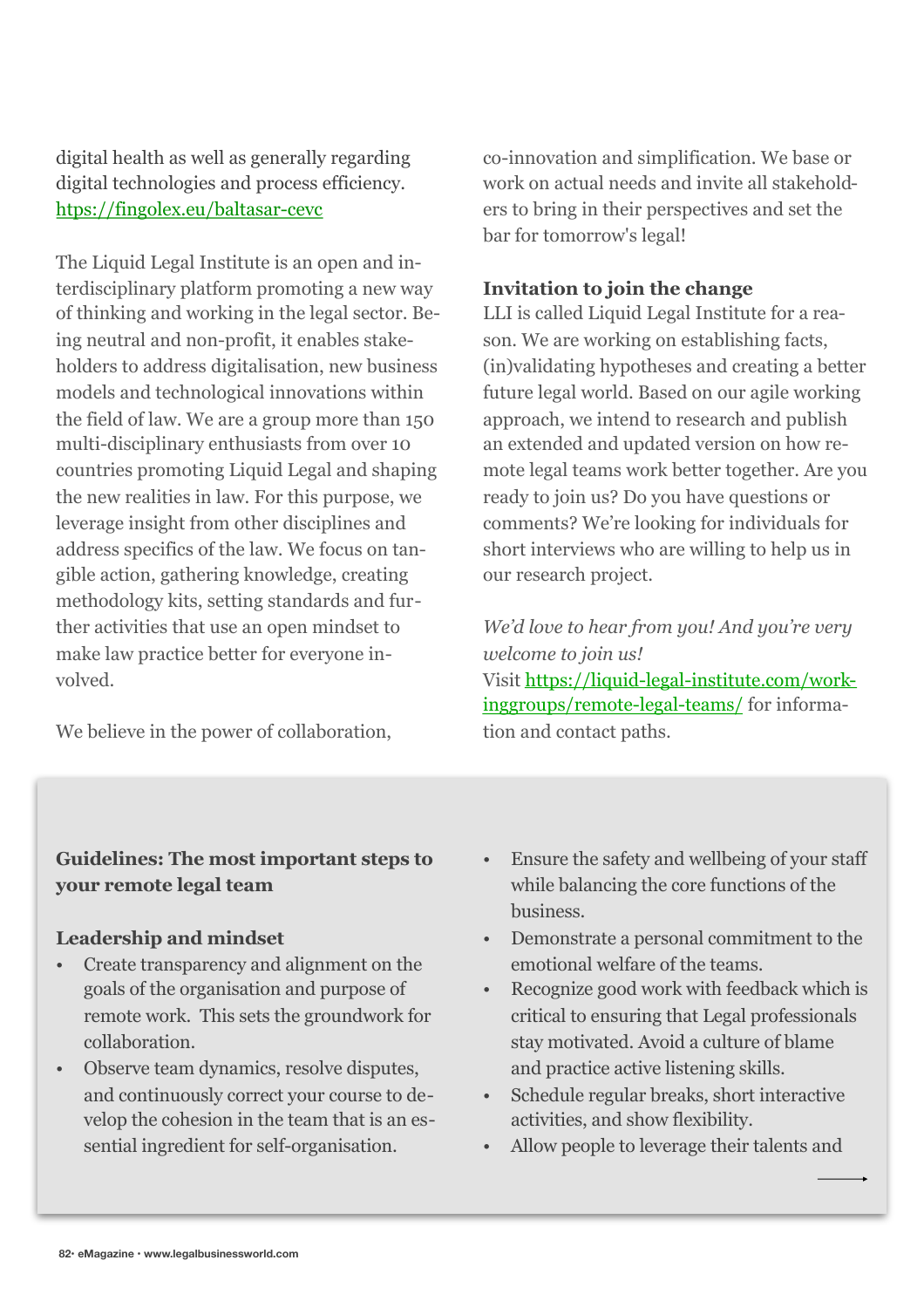digital health as well as generally regarding digital technologies and process efficiency. https://fingolex.eu/baltasar-cevc

The Liquid Legal Institute is an open and interdisciplinary platform promoting a new way of thinking and working in the legal sector. Being neutral and non-profit, it enables stakeholders to address digitalisation, new business models and technological innovations within the field of law. We are a group more than 150 multi-disciplinary enthusiasts from over 10 countries promoting Liquid Legal and shaping the new realities in law. For this purpose, we leverage insight from other disciplines and address specifics of the law. We focus on tangible action, gathering knowledge, creating methodology kits, setting standards and further activities that use an open mindset to make law practice better for everyone involved.

We believe in the power of collaboration, co-innovation and simplification. We base or work on actual needs and invite all stakeholders to bring in their perspectives and set the bar for tomorrow's legal!

**Invitation to join the change**

LLI is called Liquid Legal Institute for a reason. We are working on establishing facts, (in)validating hypotheses and creating a better future legal world. Based on our agile working approach, we intend to research and publish an extended and updated version on how remote legal teams work better together. Are you ready to join us? Do you have questions or comments? We're looking for individuals for short interviews who are willing to help us in our research project.

*We'd love to hear from you! And you're very welcome to join us!*

Visit https://liquid-legal-institute.com/workinggroups/remote-legal-teams/ for information and contact paths.

**Guidelines: The most important steps to your remote legal team**

**Leadership and mindset**

- Create transparency and alignment on the goals of the organisation and purpose of remote work. This sets the groundwork for collaboration.
- Observe team dynamics, resolve disputes, and continuously correct your course to develop the cohesion in the team that is an essential ingredient for self-organisation.
- Ensure the safety and wellbeing of your staff while balancing the core functions of the business.
- Demonstrate a personal commitment to the emotional welfare of the teams.
- Recognize good work with feedback which is critical to ensuring that Legal professionals stay motivated. Avoid a culture of blame and practice active listening skills.
- Schedule regular breaks, short interactive activities, and show flexibility.
- Allow people to leverage their talents and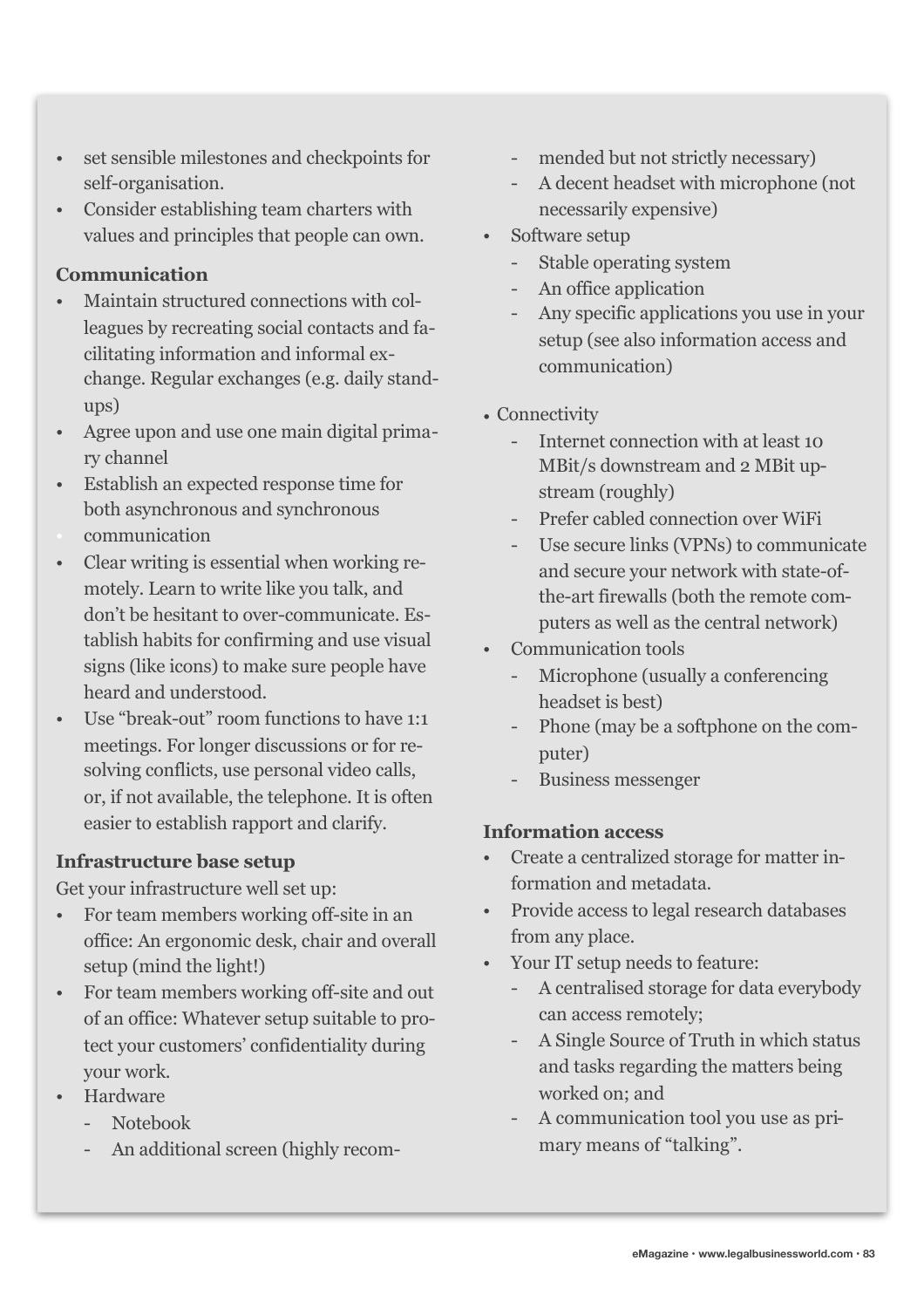- set sensible milestones and checkpoints for self-organisation.
- Consider establishing team charters with values and principles that people can own.

**Communication**

- Maintain structured connections with colleagues by recreating social contacts and facilitating information and informal exchange. Regular exchanges (e.g. daily stand-ups)
- Agree upon and use one main digital primary channel
- Establish an expected response time for both asynchronous and synchronous communication
- Clear writing is essential when working remotely. Learn to write like you talk, and don't be hesitant to over-communicate. Establish habits for confirming and use visual signs (like icons) to make sure people have heard and understood.
- Use "break-out" room functions to have 1:1 meetings. For longer discussions or for resolving conflicts, use personal video calls, or, if not available, the telephone. It is often easier to establish rapport and clarify.

**Infrastructure base setup**

Get your infrastructure well set up:

- For team members working off-site in an office: An ergonomic desk, chair and overall setup (mind the light!)
- For team members working off-site and out of an office: Whatever setup suitable to protect your customers' confidentiality during your work.
- Hardware
  - Notebook
  - An additional screen (highly recommended but not strictly necessary)
  - A decent headset with microphone (not necessarily expensive)
- Software setup
  - Stable operating system
  - An office application
  - Any specific applications you use in your setup (see also information access and communication)
- Connectivity
  - Internet connection with at least 10 MBit/s downstream and 2 MBit upstream (roughly)
  - Prefer cabled connection over WiFi
  - Use secure links (VPNs) to communicate and secure your network with state-of-the-art firewalls (both the remote computers as well as the central network)
- Communication tools
  - Microphone (usually a conferencing headset is best)
  - Phone (may be a softphone on the computer)
  - Business messenger

**Information access**

- Create a centralized storage for matter information and metadata.
- Provide access to legal research databases from any place.
- Your IT setup needs to feature:
  - A centralised storage for data everybody can access remotely;
  - A Single Source of Truth in which status and tasks regarding the matters being worked on; and
  - A communication tool you use as primary means of "talking".